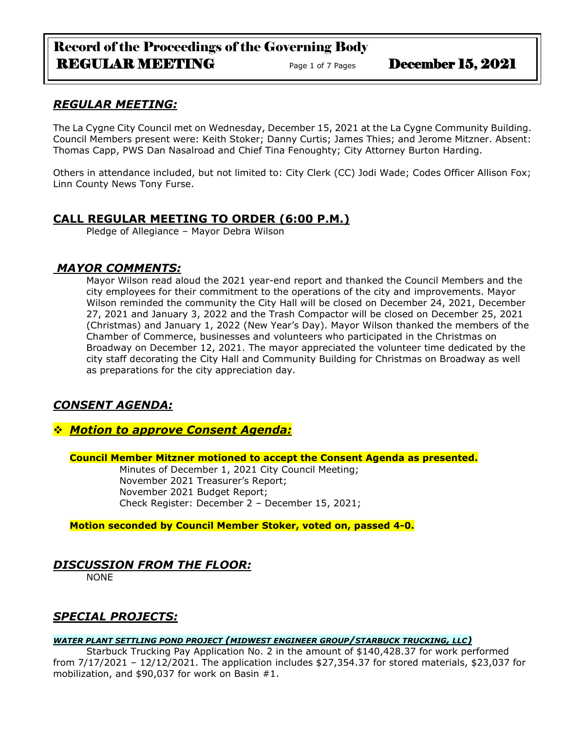# Record of the Proceedings of the Governing Body REGULAR MEETING — December 15, 2021

## *REGULAR MEETING:*

The La Cygne City Council met on Wednesday, December 15, 2021 at the La Cygne Community Building. Council Members present were: Keith Stoker; Danny Curtis; James Thies; and Jerome Mitzner. Absent: Thomas Capp, PWS Dan Nasalroad and Chief Tina Fenoughty; City Attorney Burton Harding.

Others in attendance included, but not limited to: City Clerk (CC) Jodi Wade; Codes Officer Allison Fox; Linn County News Tony Furse.

## CALL REGULAR MEETING TO ORDER (6:00 P.M.)

Pledge of Allegiance – Mayor Debra Wilson

## *MAYOR COMMENTS:*

Mayor Wilson read aloud the 2021 year-end report and thanked the Council Members and the city employees for their commitment to the operations of the city and improvements. Mayor Wilson reminded the community the City Hall will be closed on December 24, 2021, December 27, 2021 and January 3, 2022 and the Trash Compactor will be closed on December 25, 2021 (Christmas) and January 1, 2022 (New Year's Day). Mayor Wilson thanked the members of the Chamber of Commerce, businesses and volunteers who participated in the Christmas on Broadway on December 12, 2021. The mayor appreciated the volunteer time dedicated by the city staff decorating the City Hall and Community Building for Christmas on Broadway as well as preparations for the city appreciation day.

## *CONSENT AGENDA:*

### ❖ *Motion to approve Consent Agenda:*

**Council Member Mitzner motioned to accept the Consent Agenda as presented.**

Minutes of December 1, 2021 City Council Meeting;
November 2021 Treasurer's Report;
November 2021 Budget Report;
Check Register: December 2 – December 15, 2021;

**Motion seconded by Council Member Stoker, voted on, passed 4-0.**

## *DISCUSSION FROM THE FLOOR:*

NONE

## *SPECIAL PROJECTS:*

#### *WATER PLANT SETTLING POND PROJECT (MIDWEST ENGINEER GROUP/STARBUCK TRUCKING, LLC)*

Starbuck Trucking Pay Application No. 2 in the amount of $140,428.37 for work performed from 7/17/2021 – 12/12/2021. The application includes $27,354.37 for stored materials, $23,037 for mobilization, and $90,037 for work on Basin #1.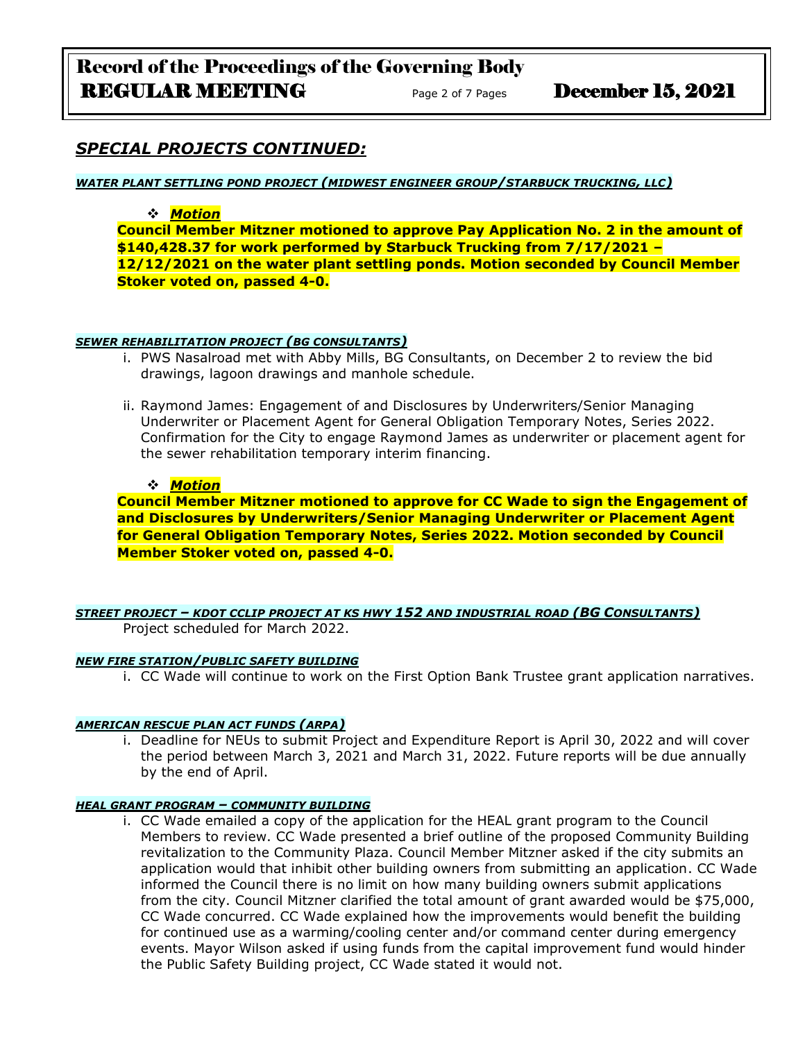## *SPECIAL PROJECTS CONTINUED:*

***WATER PLANT SETTLING POND PROJECT (MIDWEST ENGINEER GROUP/STARBUCK TRUCKING, LLC)***

- ***Motion***

**Council Member Mitzner motioned to approve Pay Application No. 2 in the amount of $140,428.37 for work performed by Starbuck Trucking from 7/17/2021 – 12/12/2021 on the water plant settling ponds. Motion seconded by Council Member Stoker voted on, passed 4-0.**

***SEWER REHABILITATION PROJECT (BG CONSULTANTS)***

i. PWS Nasalroad met with Abby Mills, BG Consultants, on December 2 to review the bid drawings, lagoon drawings and manhole schedule.

ii. Raymond James: Engagement of and Disclosures by Underwriters/Senior Managing Underwriter or Placement Agent for General Obligation Temporary Notes, Series 2022. Confirmation for the City to engage Raymond James as underwriter or placement agent for the sewer rehabilitation temporary interim financing.

- ***Motion***

**Council Member Mitzner motioned to approve for CC Wade to sign the Engagement of and Disclosures by Underwriters/Senior Managing Underwriter or Placement Agent for General Obligation Temporary Notes, Series 2022. Motion seconded by Council Member Stoker voted on, passed 4-0.**

***STREET PROJECT – KDOT CCLIP PROJECT AT KS HWY 152 AND INDUSTRIAL ROAD (BG CONSULTANTS)***

Project scheduled for March 2022.

***NEW FIRE STATION/PUBLIC SAFETY BUILDING***

i. CC Wade will continue to work on the First Option Bank Trustee grant application narratives.

***AMERICAN RESCUE PLAN ACT FUNDS (ARPA)***

i. Deadline for NEUs to submit Project and Expenditure Report is April 30, 2022 and will cover the period between March 3, 2021 and March 31, 2022. Future reports will be due annually by the end of April.

***HEAL GRANT PROGRAM – COMMUNITY BUILDING***

i. CC Wade emailed a copy of the application for the HEAL grant program to the Council Members to review. CC Wade presented a brief outline of the proposed Community Building revitalization to the Community Plaza. Council Member Mitzner asked if the city submits an application would that inhibit other building owners from submitting an application. CC Wade informed the Council there is no limit on how many building owners submit applications from the city. Council Mitzner clarified the total amount of grant awarded would be $75,000, CC Wade concurred. CC Wade explained how the improvements would benefit the building for continued use as a warming/cooling center and/or command center during emergency events. Mayor Wilson asked if using funds from the capital improvement fund would hinder the Public Safety Building project, CC Wade stated it would not.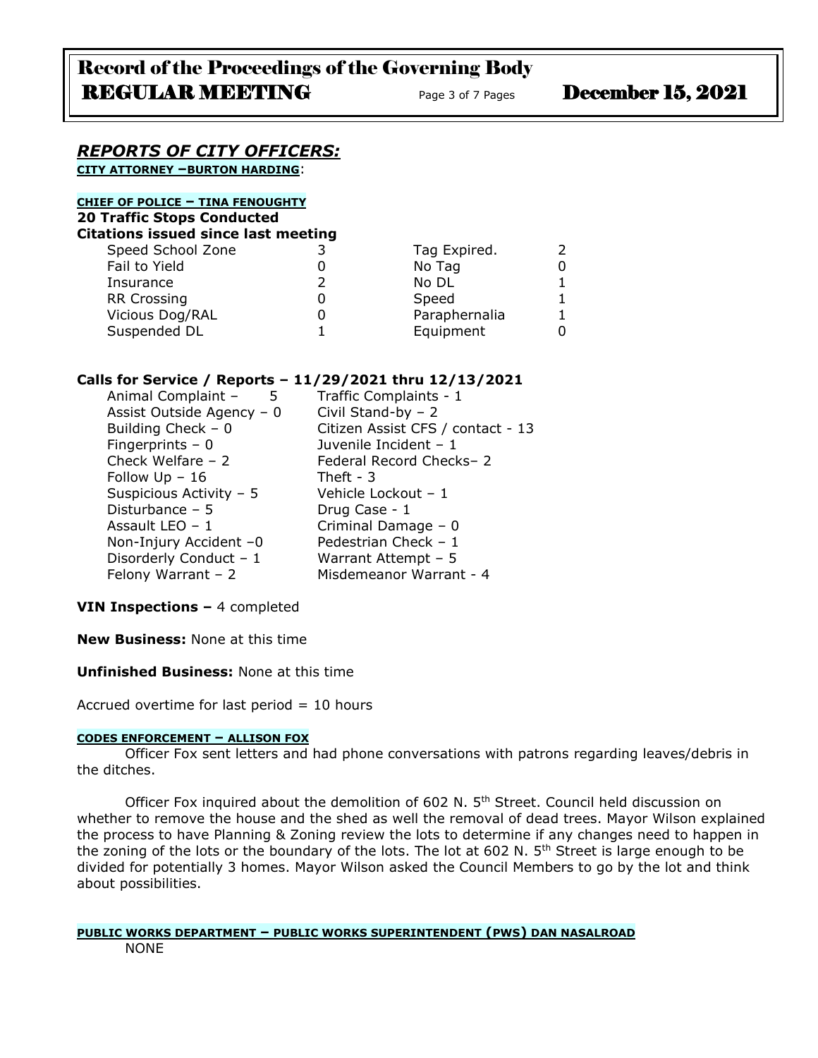## *REPORTS OF CITY OFFICERS:*

**CITY ATTORNEY –BURTON HARDING**:

**CHIEF OF POLICE – TINA FENOUGHTY**

**20 Traffic Stops Conducted**

**Citations issued since last meeting**

| | | | |
|---|---|---|---|
| Speed School Zone | 3 | Tag Expired. | 2 |
| Fail to Yield | 0 | No Tag | 0 |
| Insurance | 2 | No DL | 1 |
| RR Crossing | 0 | Speed | 1 |
| Vicious Dog/RAL | 0 | Paraphernalia | 1 |
| Suspended DL | 1 | Equipment | 0 |

**Calls for Service / Reports – 11/29/2021 thru 12/13/2021**

| | |
|---|---|
| Animal Complaint – 5 | Traffic Complaints - 1 |
| Assist Outside Agency – 0 | Civil Stand-by – 2 |
| Building Check – 0 | Citizen Assist CFS / contact - 13 |
| Fingerprints – 0 | Juvenile Incident – 1 |
| Check Welfare – 2 | Federal Record Checks– 2 |
| Follow Up – 16 | Theft - 3 |
| Suspicious Activity – 5 | Vehicle Lockout – 1 |
| Disturbance – 5 | Drug Case - 1 |
| Assault LEO – 1 | Criminal Damage – 0 |
| Non-Injury Accident –0 | Pedestrian Check – 1 |
| Disorderly Conduct – 1 | Warrant Attempt – 5 |
| Felony Warrant – 2 | Misdemeanor Warrant - 4 |

**VIN Inspections –** 4 completed

**New Business:** None at this time

**Unfinished Business:** None at this time

Accrued overtime for last period = 10 hours

**CODES ENFORCEMENT – ALLISON FOX**

Officer Fox sent letters and had phone conversations with patrons regarding leaves/debris in the ditches.

Officer Fox inquired about the demolition of 602 N. 5th Street. Council held discussion on whether to remove the house and the shed as well the removal of dead trees. Mayor Wilson explained the process to have Planning & Zoning review the lots to determine if any changes need to happen in the zoning of the lots or the boundary of the lots. The lot at 602 N. 5th Street is large enough to be divided for potentially 3 homes. Mayor Wilson asked the Council Members to go by the lot and think about possibilities.

**PUBLIC WORKS DEPARTMENT – PUBLIC WORKS SUPERINTENDENT (PWS) DAN NASALROAD**

NONE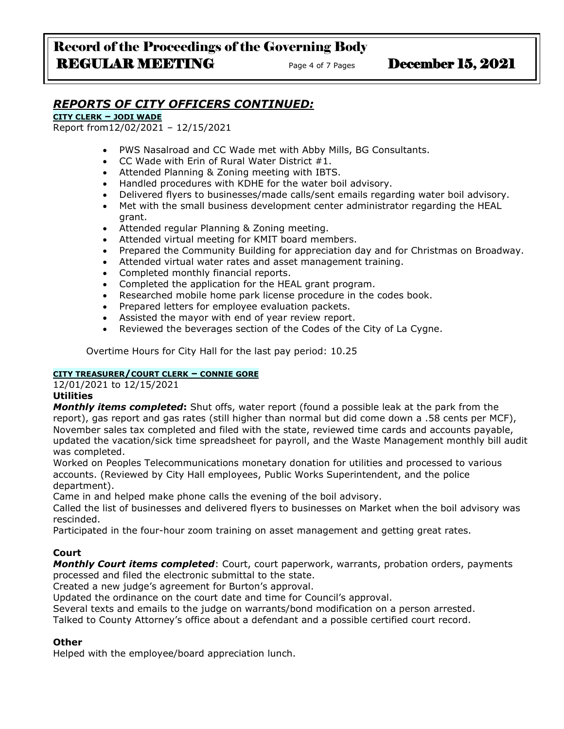## *REPORTS OF CITY OFFICERS CONTINUED:*

**CITY CLERK – JODI WADE**

Report from12/02/2021 – 12/15/2021

- PWS Nasalroad and CC Wade met with Abby Mills, BG Consultants.
- CC Wade with Erin of Rural Water District #1.
- Attended Planning & Zoning meeting with IBTS.
- Handled procedures with KDHE for the water boil advisory.
- Delivered flyers to businesses/made calls/sent emails regarding water boil advisory.
- Met with the small business development center administrator regarding the HEAL grant.
- Attended regular Planning & Zoning meeting.
- Attended virtual meeting for KMIT board members.
- Prepared the Community Building for appreciation day and for Christmas on Broadway.
- Attended virtual water rates and asset management training.
- Completed monthly financial reports.
- Completed the application for the HEAL grant program.
- Researched mobile home park license procedure in the codes book.
- Prepared letters for employee evaluation packets.
- Assisted the mayor with end of year review report.
- Reviewed the beverages section of the Codes of the City of La Cygne.

Overtime Hours for City Hall for the last pay period: 10.25

**CITY TREASURER/COURT CLERK – CONNIE GORE**

12/01/2021 to 12/15/2021

**Utilities**

***Monthly items completed*:** Shut offs, water report (found a possible leak at the park from the report), gas report and gas rates (still higher than normal but did come down a .58 cents per MCF), November sales tax completed and filed with the state, reviewed time cards and accounts payable, updated the vacation/sick time spreadsheet for payroll, and the Waste Management monthly bill audit was completed.

Worked on Peoples Telecommunications monetary donation for utilities and processed to various accounts. (Reviewed by City Hall employees, Public Works Superintendent, and the police department).

Came in and helped make phone calls the evening of the boil advisory.

Called the list of businesses and delivered flyers to businesses on Market when the boil advisory was rescinded.

Participated in the four-hour zoom training on asset management and getting great rates.

**Court**

***Monthly Court items completed***: Court, court paperwork, warrants, probation orders, payments processed and filed the electronic submittal to the state.

Created a new judge's agreement for Burton's approval.

Updated the ordinance on the court date and time for Council's approval.

Several texts and emails to the judge on warrants/bond modification on a person arrested.

Talked to County Attorney's office about a defendant and a possible certified court record.

**Other**

Helped with the employee/board appreciation lunch.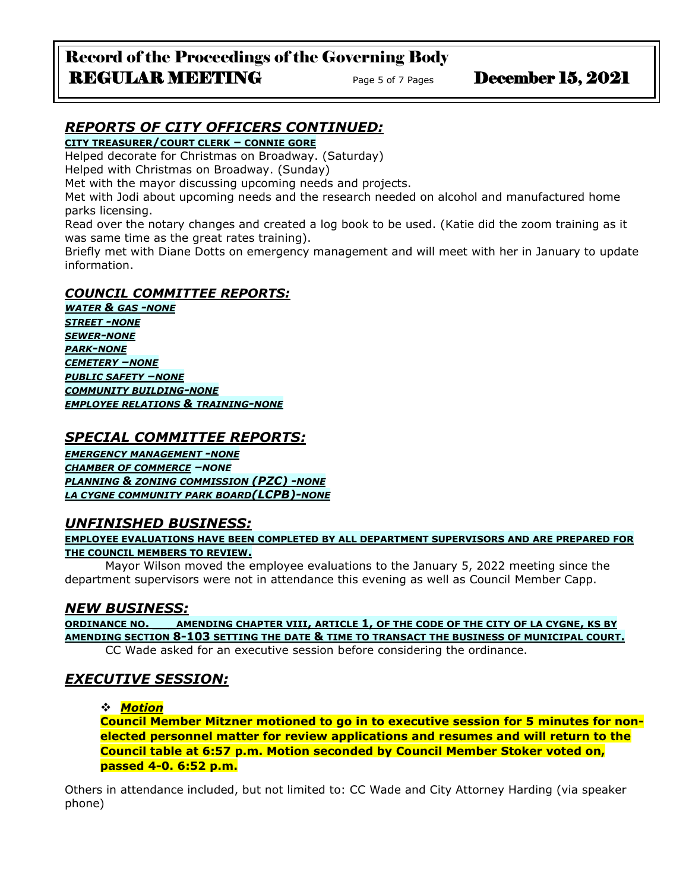## *REPORTS OF CITY OFFICERS CONTINUED:*

**CITY TREASURER/COURT CLERK – CONNIE GORE**

Helped decorate for Christmas on Broadway. (Saturday)
Helped with Christmas on Broadway. (Sunday)
Met with the mayor discussing upcoming needs and projects.
Met with Jodi about upcoming needs and the research needed on alcohol and manufactured home parks licensing.
Read over the notary changes and created a log book to be used. (Katie did the zoom training as it was same time as the great rates training).
Briefly met with Diane Dotts on emergency management and will meet with her in January to update information.

## *COUNCIL COMMITTEE REPORTS:*

***WATER & GAS -NONE***
***STREET -NONE***
***SEWER-NONE***
***PARK-NONE***
***CEMETERY –NONE***
***PUBLIC SAFETY –NONE***
***COMMUNITY BUILDING-NONE***
***EMPLOYEE RELATIONS & TRAINING-NONE***

## *SPECIAL COMMITTEE REPORTS:*

***EMERGENCY MANAGEMENT -NONE***
***CHAMBER OF COMMERCE –NONE***
***PLANNING & ZONING COMMISSION (PZC) -NONE***
***LA CYGNE COMMUNITY PARK BOARD(LCPB)-NONE***

## *UNFINISHED BUSINESS:*

**EMPLOYEE EVALUATIONS HAVE BEEN COMPLETED BY ALL DEPARTMENT SUPERVISORS AND ARE PREPARED FOR THE COUNCIL MEMBERS TO REVIEW.**

Mayor Wilson moved the employee evaluations to the January 5, 2022 meeting since the department supervisors were not in attendance this evening as well as Council Member Capp.

## *NEW BUSINESS:*

**ORDINANCE NO. \_\_\_\_ AMENDING CHAPTER VIII, ARTICLE 1, OF THE CODE OF THE CITY OF LA CYGNE, KS BY AMENDING SECTION 8-103 SETTING THE DATE & TIME TO TRANSACT THE BUSINESS OF MUNICIPAL COURT.**

CC Wade asked for an executive session before considering the ordinance.

## *EXECUTIVE SESSION:*

- ***Motion***

**Council Member Mitzner motioned to go in to executive session for 5 minutes for non-elected personnel matter for review applications and resumes and will return to the Council table at 6:57 p.m. Motion seconded by Council Member Stoker voted on, passed 4-0. 6:52 p.m.**

Others in attendance included, but not limited to: CC Wade and City Attorney Harding (via speaker phone)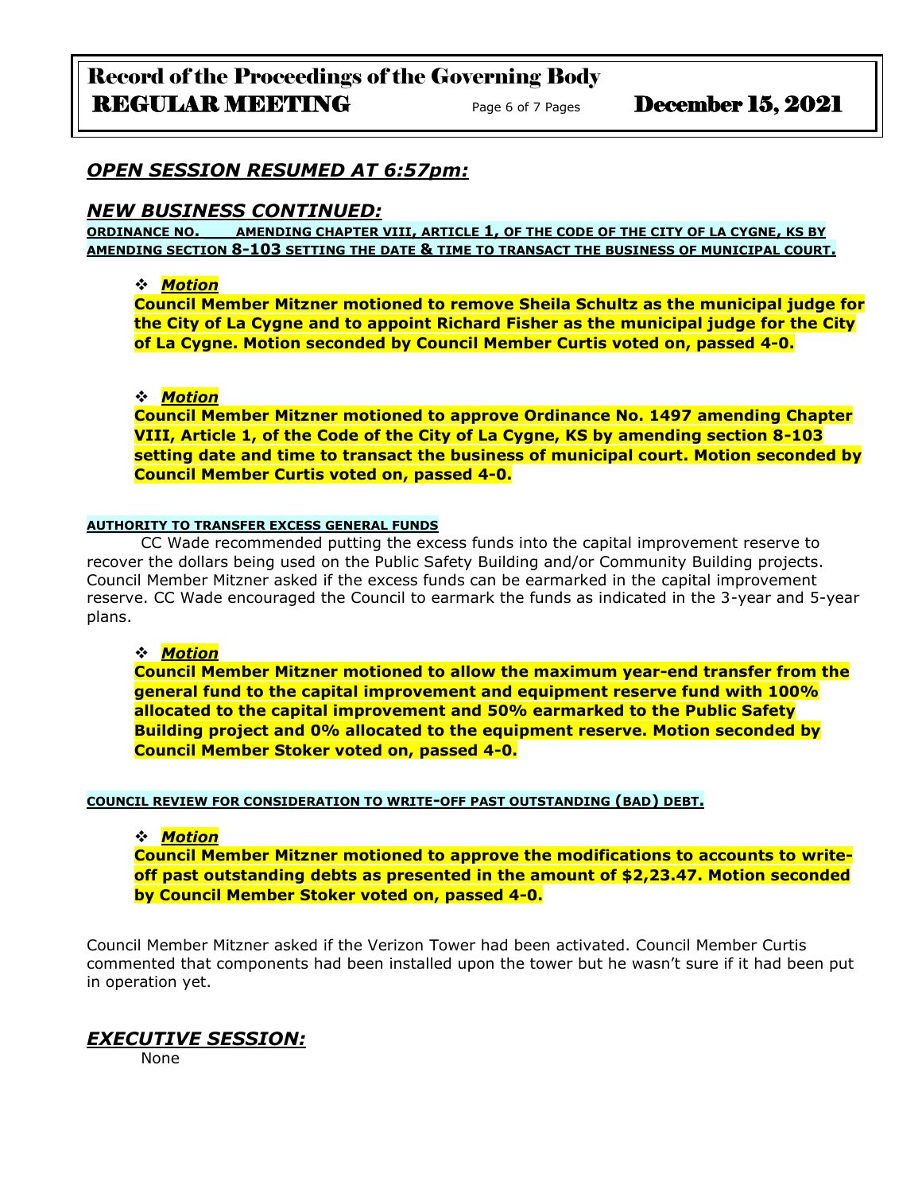## *OPEN SESSION RESUMED AT 6:57pm:*

## *NEW BUSINESS CONTINUED:*

**ORDINANCE NO. \_\_\_\_ AMENDING CHAPTER VIII, ARTICLE 1, OF THE CODE OF THE CITY OF LA CYGNE, KS BY AMENDING SECTION 8-103 SETTING THE DATE & TIME TO TRANSACT THE BUSINESS OF MUNICIPAL COURT.**

- ***Motion***

**Council Member Mitzner motioned to remove Sheila Schultz as the municipal judge for the City of La Cygne and to appoint Richard Fisher as the municipal judge for the City of La Cygne. Motion seconded by Council Member Curtis voted on, passed 4-0.**

- ***Motion***

**Council Member Mitzner motioned to approve Ordinance No. 1497 amending Chapter VIII, Article 1, of the Code of the City of La Cygne, KS by amending section 8-103 setting date and time to transact the business of municipal court. Motion seconded by Council Member Curtis voted on, passed 4-0.**

**AUTHORITY TO TRANSFER EXCESS GENERAL FUNDS**

CC Wade recommended putting the excess funds into the capital improvement reserve to recover the dollars being used on the Public Safety Building and/or Community Building projects. Council Member Mitzner asked if the excess funds can be earmarked in the capital improvement reserve. CC Wade encouraged the Council to earmark the funds as indicated in the 3-year and 5-year plans.

- ***Motion***

**Council Member Mitzner motioned to allow the maximum year-end transfer from the general fund to the capital improvement and equipment reserve fund with 100% allocated to the capital improvement and 50% earmarked to the Public Safety Building project and 0% allocated to the equipment reserve. Motion seconded by Council Member Stoker voted on, passed 4-0.**

**COUNCIL REVIEW FOR CONSIDERATION TO WRITE-OFF PAST OUTSTANDING (BAD) DEBT.**

- ***Motion***

**Council Member Mitzner motioned to approve the modifications to accounts to write-off past outstanding debts as presented in the amount of $2,23.47. Motion seconded by Council Member Stoker voted on, passed 4-0.**

Council Member Mitzner asked if the Verizon Tower had been activated. Council Member Curtis commented that components had been installed upon the tower but he wasn't sure if it had been put in operation yet.

## *EXECUTIVE SESSION:*

None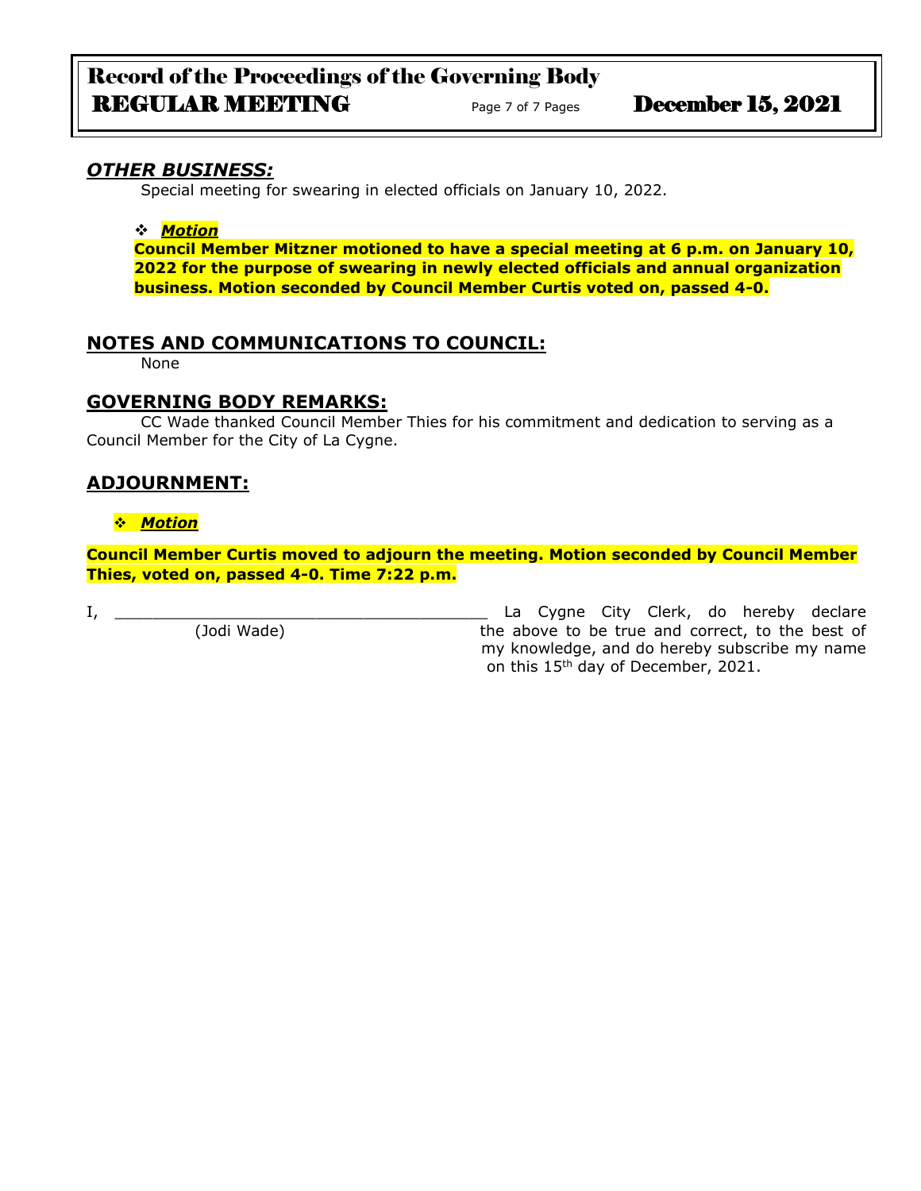## *OTHER BUSINESS:*

Special meeting for swearing in elected officials on January 10, 2022.

- ***Motion***

**Council Member Mitzner motioned to have a special meeting at 6 p.m. on January 10, 2022 for the purpose of swearing in newly elected officials and annual organization business. Motion seconded by Council Member Curtis voted on, passed 4-0.**

## NOTES AND COMMUNICATIONS TO COUNCIL:

None

## GOVERNING BODY REMARKS:

CC Wade thanked Council Member Thies for his commitment and dedication to serving as a Council Member for the City of La Cygne.

## ADJOURNMENT:

- ***Motion***

**Council Member Curtis moved to adjourn the meeting. Motion seconded by Council Member Thies, voted on, passed 4-0. Time 7:22 p.m.**

I, _______________________________________ La Cygne City Clerk, do hereby declare the above to be true and correct, to the best of my knowledge, and do hereby subscribe my name on this 15th day of December, 2021.

(Jodi Wade)